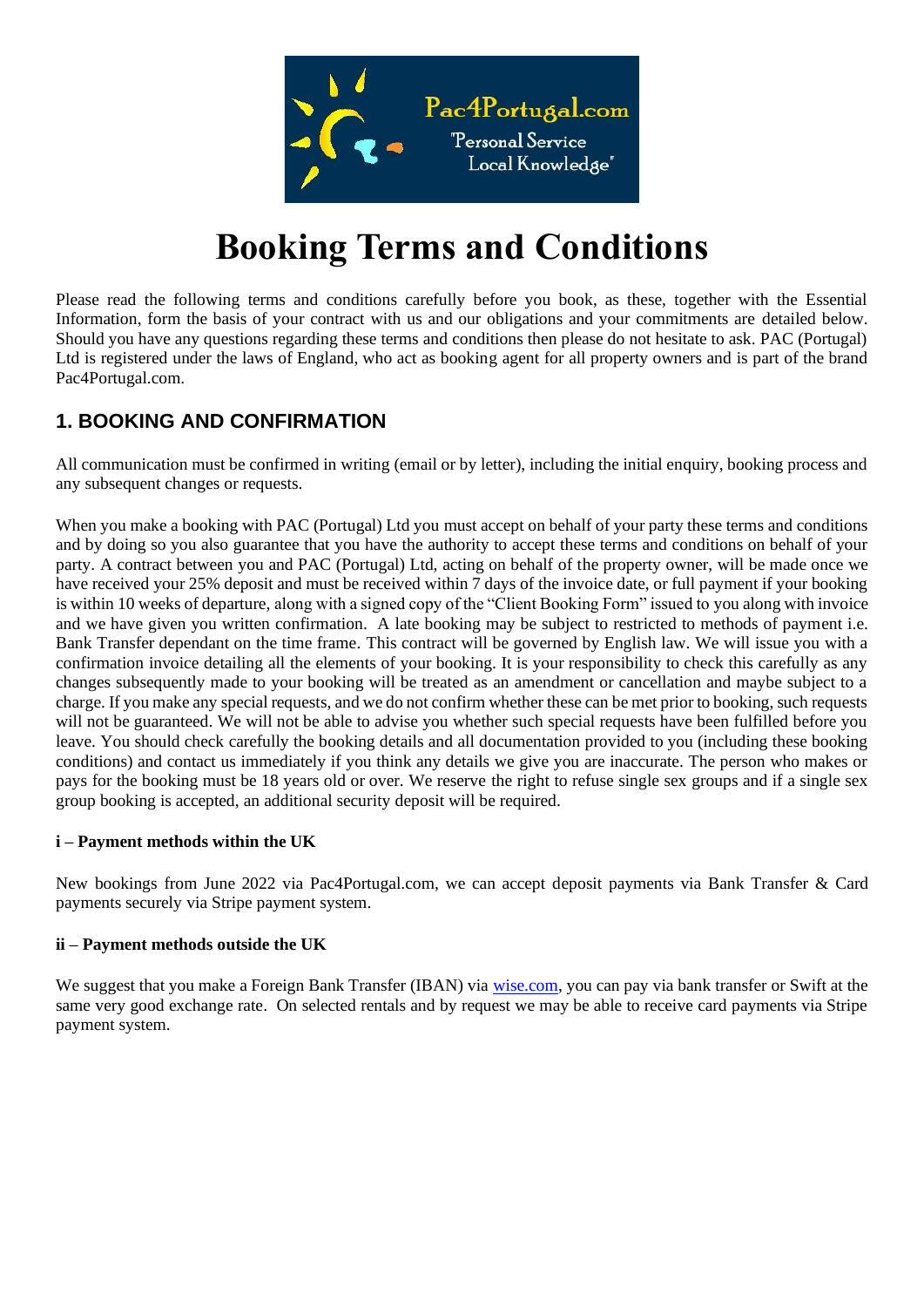# Booking Terms and Conditions

Please read the following terms and conditions carefully before you book, as these, together with the Essential Information, form the basis of your contract with us and our obligations and your commitments are detailed below. Should you have any questions regarding these terms and conditions then please do not hesitate to ask. PAC (Portugal) Ltd is registered under the laws of England, who act as booking agent for all property owners and is part of the brand Pac4Portugal.com.

## 1. BOOKING AND CONFIRMATION

All communication must be confirmed in writing (email or by letter), including the initial enquiry, booking process and any subsequent changes or requests.

When you make a booking with PAC (Portugal) Ltd you must accept on behalf of your party these terms and conditions and by doing so you also guarantee that you have the authority to accept these terms and conditions on behalf of your party. A contract between you and PAC (Portugal) Ltd, acting on behalf of the property owner, will be made once we have received your 25% deposit and must be received within 7 days of the invoice date, or full payment if your booking is within 10 weeks of departure, along with a signed copy of the "Client Booking Form" issued to you along with invoice and we have given you written confirmation. A late booking may be subject to restricted to methods of payment i.e. Bank Transfer dependant on the time frame. This contract will be governed by English law. We will issue you with a confirmation invoice detailing all the elements of your booking. It is your responsibility to check this carefully as any changes subsequently made to your booking will be treated as an amendment or cancellation and maybe subject to a charge. If you make any special requests, and we do not confirm whether these can be met prior to booking, such requests will not be guaranteed. We will not be able to advise you whether such special requests have been fulfilled before you leave. You should check carefully the booking details and all documentation provided to you (including these booking conditions) and contact us immediately if you think any details we give you are inaccurate. The person who makes or pays for the booking must be 18 years old or over. We reserve the right to refuse single sex groups and if a single sex group booking is accepted, an additional security deposit will be required.

**i – Payment methods within the UK**

New bookings from June 2022 via Pac4Portugal.com, we can accept deposit payments via Bank Transfer & Card payments securely via Stripe payment system.

**ii – Payment methods outside the UK**

We suggest that you make a Foreign Bank Transfer (IBAN) via [wise.com](wise.com), you can pay via bank transfer or Swift at the same very good exchange rate. On selected rentals and by request we may be able to receive card payments via Stripe payment system.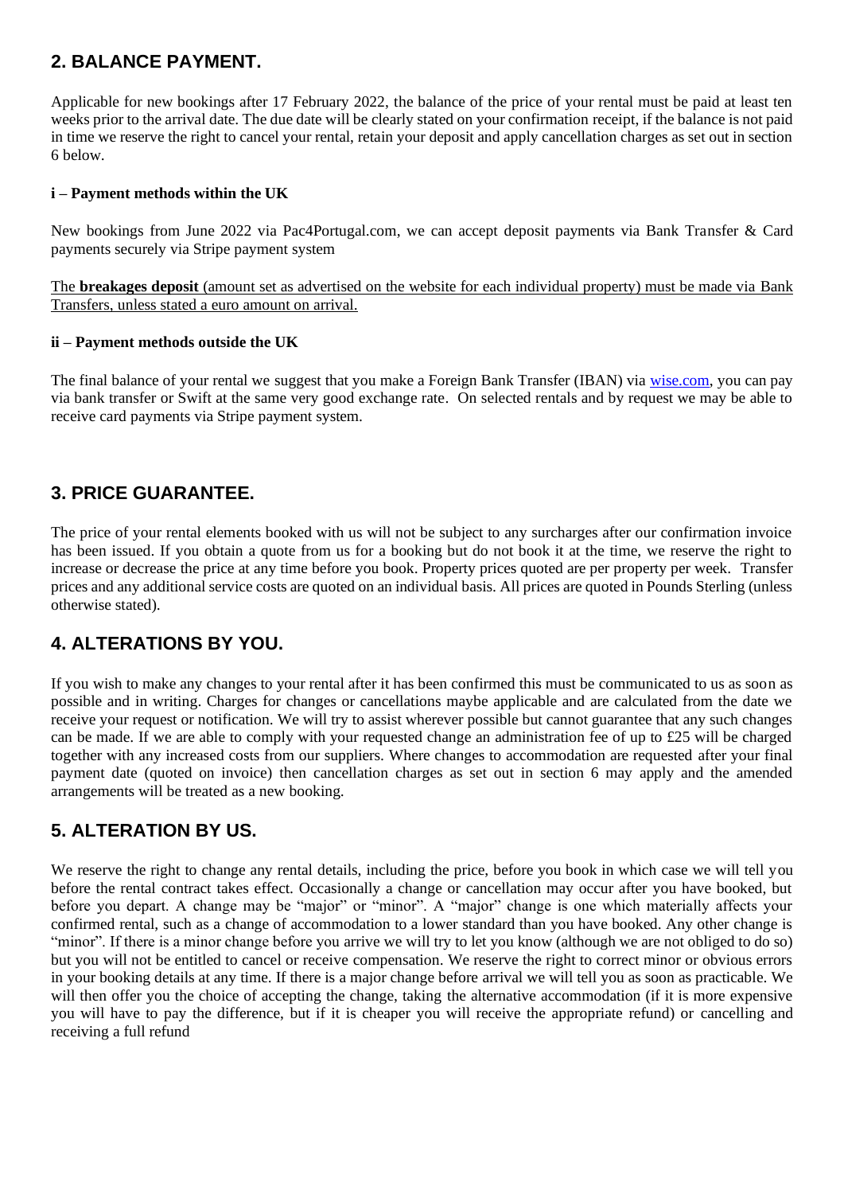## 2. BALANCE PAYMENT.

Applicable for new bookings after 17 February 2022, the balance of the price of your rental must be paid at least ten weeks prior to the arrival date. The due date will be clearly stated on your confirmation receipt, if the balance is not paid in time we reserve the right to cancel your rental, retain your deposit and apply cancellation charges as set out in section 6 below.

**i – Payment methods within the UK**

New bookings from June 2022 via Pac4Portugal.com, we can accept deposit payments via Bank Transfer & Card payments securely via Stripe payment system

<u>The **breakages deposit** (amount set as advertised on the website for each individual property) must be made via Bank Transfers, unless stated a euro amount on arrival.</u>

**ii – Payment methods outside the UK**

The final balance of your rental we suggest that you make a Foreign Bank Transfer (IBAN) via [wise.com](wise.com), you can pay via bank transfer or Swift at the same very good exchange rate. On selected rentals and by request we may be able to receive card payments via Stripe payment system.

## 3. PRICE GUARANTEE.

The price of your rental elements booked with us will not be subject to any surcharges after our confirmation invoice has been issued. If you obtain a quote from us for a booking but do not book it at the time, we reserve the right to increase or decrease the price at any time before you book. Property prices quoted are per property per week. Transfer prices and any additional service costs are quoted on an individual basis. All prices are quoted in Pounds Sterling (unless otherwise stated).

## 4. ALTERATIONS BY YOU.

If you wish to make any changes to your rental after it has been confirmed this must be communicated to us as soon as possible and in writing. Charges for changes or cancellations maybe applicable and are calculated from the date we receive your request or notification. We will try to assist wherever possible but cannot guarantee that any such changes can be made. If we are able to comply with your requested change an administration fee of up to £25 will be charged together with any increased costs from our suppliers. Where changes to accommodation are requested after your final payment date (quoted on invoice) then cancellation charges as set out in section 6 may apply and the amended arrangements will be treated as a new booking.

## 5. ALTERATION BY US.

We reserve the right to change any rental details, including the price, before you book in which case we will tell you before the rental contract takes effect. Occasionally a change or cancellation may occur after you have booked, but before you depart. A change may be "major" or "minor". A "major" change is one which materially affects your confirmed rental, such as a change of accommodation to a lower standard than you have booked. Any other change is "minor". If there is a minor change before you arrive we will try to let you know (although we are not obliged to do so) but you will not be entitled to cancel or receive compensation. We reserve the right to correct minor or obvious errors in your booking details at any time. If there is a major change before arrival we will tell you as soon as practicable. We will then offer you the choice of accepting the change, taking the alternative accommodation (if it is more expensive you will have to pay the difference, but if it is cheaper you will receive the appropriate refund) or cancelling and receiving a full refund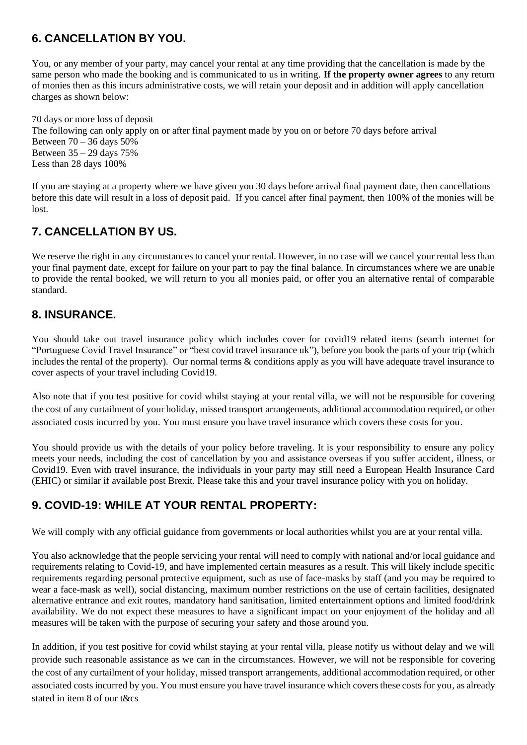## 6. CANCELLATION BY YOU.

You, or any member of your party, may cancel your rental at any time providing that the cancellation is made by the same person who made the booking and is communicated to us in writing. **If the property owner agrees** to any return of monies then as this incurs administrative costs, we will retain your deposit and in addition will apply cancellation charges as shown below:

70 days or more loss of deposit
The following can only apply on or after final payment made by you on or before 70 days before arrival
Between 70 – 36 days 50%
Between 35 – 29 days 75%
Less than 28 days 100%

If you are staying at a property where we have given you 30 days before arrival final payment date, then cancellations before this date will result in a loss of deposit paid. If you cancel after final payment, then 100% of the monies will be lost.

## 7. CANCELLATION BY US.

We reserve the right in any circumstances to cancel your rental. However, in no case will we cancel your rental less than your final payment date, except for failure on your part to pay the final balance. In circumstances where we are unable to provide the rental booked, we will return to you all monies paid, or offer you an alternative rental of comparable standard.

## 8. INSURANCE.

You should take out travel insurance policy which includes cover for covid19 related items (search internet for "Portuguese Covid Travel Insurance" or "best covid travel insurance uk"), before you book the parts of your trip (which includes the rental of the property). Our normal terms & conditions apply as you will have adequate travel insurance to cover aspects of your travel including Covid19.

Also note that if you test positive for covid whilst staying at your rental villa, we will not be responsible for covering the cost of any curtailment of your holiday, missed transport arrangements, additional accommodation required, or other associated costs incurred by you. You must ensure you have travel insurance which covers these costs for you.

You should provide us with the details of your policy before traveling. It is your responsibility to ensure any policy meets your needs, including the cost of cancellation by you and assistance overseas if you suffer accident, illness, or Covid19. Even with travel insurance, the individuals in your party may still need a European Health Insurance Card (EHIC) or similar if available post Brexit. Please take this and your travel insurance policy with you on holiday.

## 9. COVID-19: WHILE AT YOUR RENTAL PROPERTY:

We will comply with any official guidance from governments or local authorities whilst you are at your rental villa.

You also acknowledge that the people servicing your rental will need to comply with national and/or local guidance and requirements relating to Covid-19, and have implemented certain measures as a result. This will likely include specific requirements regarding personal protective equipment, such as use of face-masks by staff (and you may be required to wear a face-mask as well), social distancing, maximum number restrictions on the use of certain facilities, designated alternative entrance and exit routes, mandatory hand sanitisation, limited entertainment options and limited food/drink availability. We do not expect these measures to have a significant impact on your enjoyment of the holiday and all measures will be taken with the purpose of securing your safety and those around you.

In addition, if you test positive for covid whilst staying at your rental villa, please notify us without delay and we will provide such reasonable assistance as we can in the circumstances. However, we will not be responsible for covering the cost of any curtailment of your holiday, missed transport arrangements, additional accommodation required, or other associated costs incurred by you. You must ensure you have travel insurance which covers these costs for you, as already stated in item 8 of our t&cs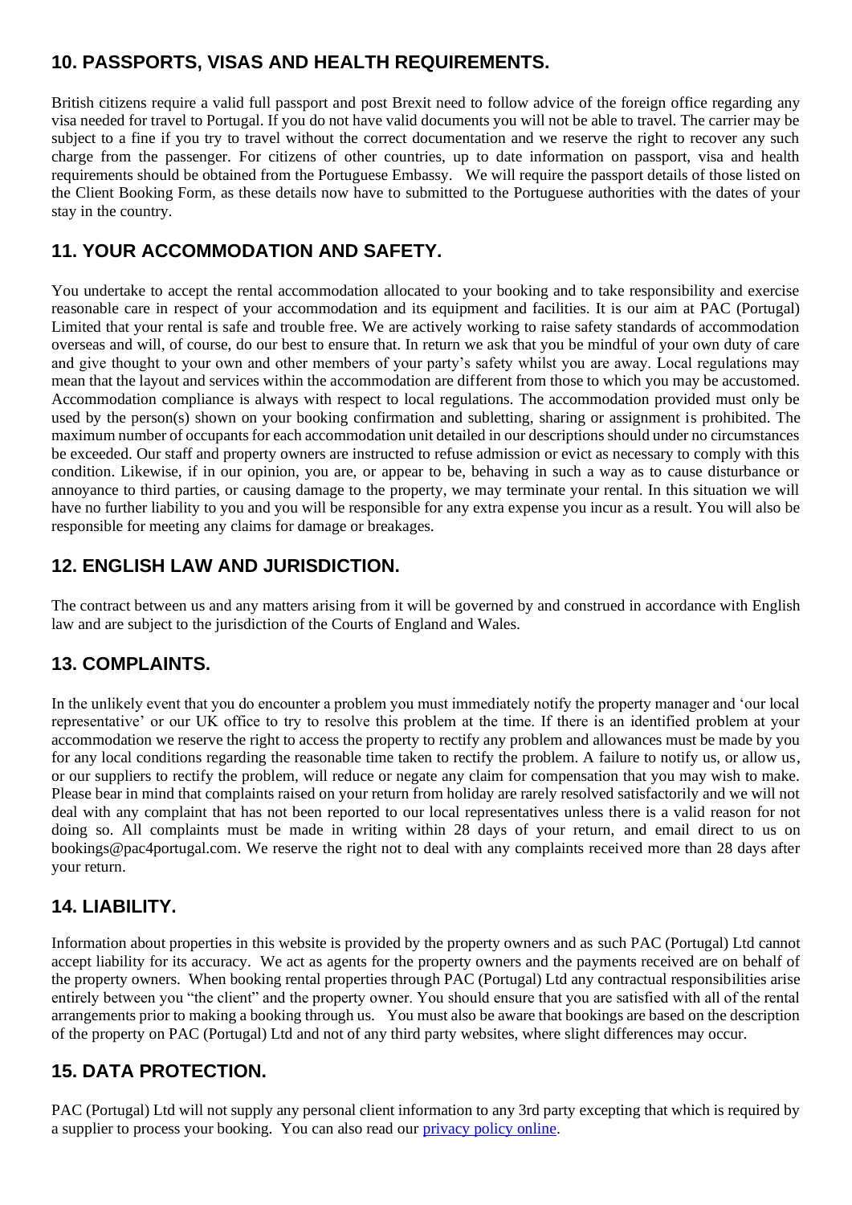## 10. PASSPORTS, VISAS AND HEALTH REQUIREMENTS.

British citizens require a valid full passport and post Brexit need to follow advice of the foreign office regarding any visa needed for travel to Portugal. If you do not have valid documents you will not be able to travel. The carrier may be subject to a fine if you try to travel without the correct documentation and we reserve the right to recover any such charge from the passenger. For citizens of other countries, up to date information on passport, visa and health requirements should be obtained from the Portuguese Embassy. We will require the passport details of those listed on the Client Booking Form, as these details now have to submitted to the Portuguese authorities with the dates of your stay in the country.

## 11. YOUR ACCOMMODATION AND SAFETY.

You undertake to accept the rental accommodation allocated to your booking and to take responsibility and exercise reasonable care in respect of your accommodation and its equipment and facilities. It is our aim at PAC (Portugal) Limited that your rental is safe and trouble free. We are actively working to raise safety standards of accommodation overseas and will, of course, do our best to ensure that. In return we ask that you be mindful of your own duty of care and give thought to your own and other members of your party's safety whilst you are away. Local regulations may mean that the layout and services within the accommodation are different from those to which you may be accustomed. Accommodation compliance is always with respect to local regulations. The accommodation provided must only be used by the person(s) shown on your booking confirmation and subletting, sharing or assignment is prohibited. The maximum number of occupants for each accommodation unit detailed in our descriptions should under no circumstances be exceeded. Our staff and property owners are instructed to refuse admission or evict as necessary to comply with this condition. Likewise, if in our opinion, you are, or appear to be, behaving in such a way as to cause disturbance or annoyance to third parties, or causing damage to the property, we may terminate your rental. In this situation we will have no further liability to you and you will be responsible for any extra expense you incur as a result. You will also be responsible for meeting any claims for damage or breakages.

## 12. ENGLISH LAW AND JURISDICTION.

The contract between us and any matters arising from it will be governed by and construed in accordance with English law and are subject to the jurisdiction of the Courts of England and Wales.

## 13. COMPLAINTS.

In the unlikely event that you do encounter a problem you must immediately notify the property manager and 'our local representative' or our UK office to try to resolve this problem at the time. If there is an identified problem at your accommodation we reserve the right to access the property to rectify any problem and allowances must be made by you for any local conditions regarding the reasonable time taken to rectify the problem. A failure to notify us, or allow us, or our suppliers to rectify the problem, will reduce or negate any claim for compensation that you may wish to make. Please bear in mind that complaints raised on your return from holiday are rarely resolved satisfactorily and we will not deal with any complaint that has not been reported to our local representatives unless there is a valid reason for not doing so. All complaints must be made in writing within 28 days of your return, and email direct to us on bookings@pac4portugal.com. We reserve the right not to deal with any complaints received more than 28 days after your return.

## 14. LIABILITY.

Information about properties in this website is provided by the property owners and as such PAC (Portugal) Ltd cannot accept liability for its accuracy. We act as agents for the property owners and the payments received are on behalf of the property owners. When booking rental properties through PAC (Portugal) Ltd any contractual responsibilities arise entirely between you "the client" and the property owner. You should ensure that you are satisfied with all of the rental arrangements prior to making a booking through us. You must also be aware that bookings are based on the description of the property on PAC (Portugal) Ltd and not of any third party websites, where slight differences may occur.

## 15. DATA PROTECTION.

PAC (Portugal) Ltd will not supply any personal client information to any 3rd party excepting that which is required by a supplier to process your booking. You can also read our privacy policy online.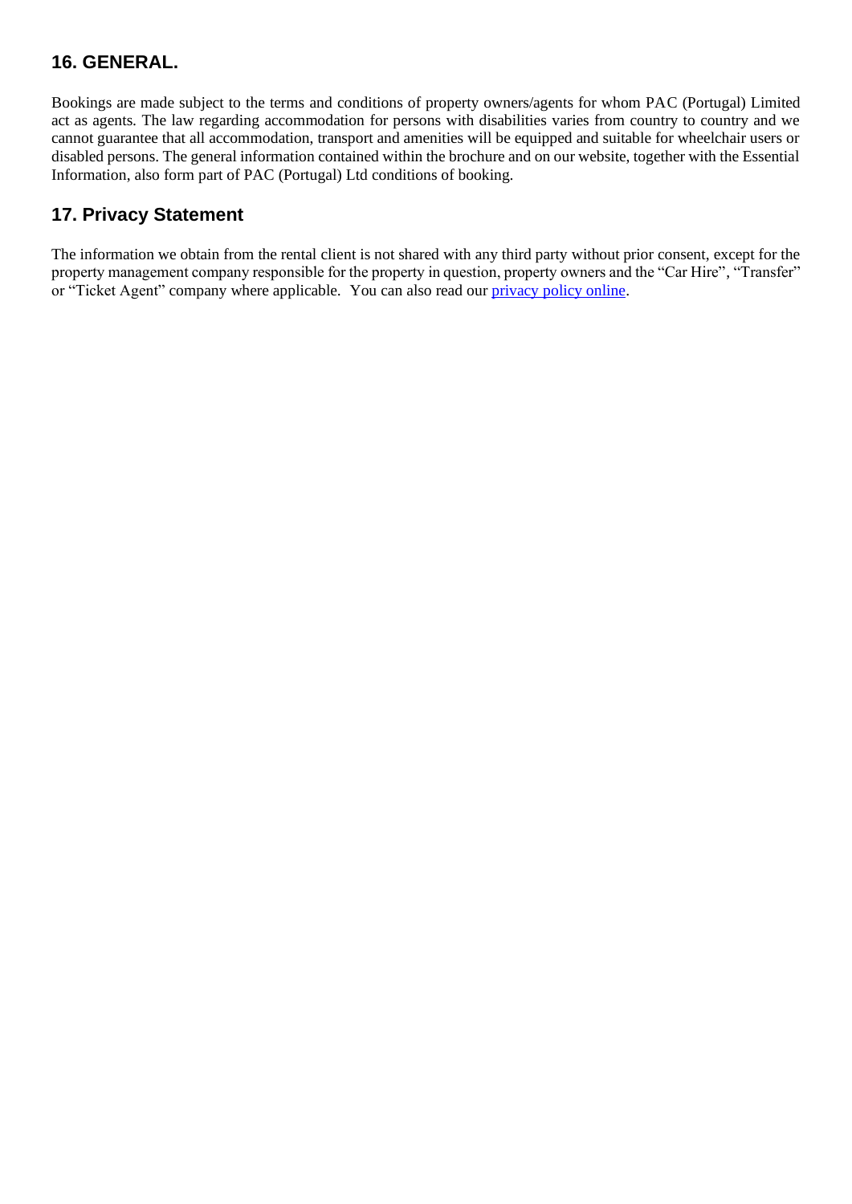## 16. GENERAL.

Bookings are made subject to the terms and conditions of property owners/agents for whom PAC (Portugal) Limited act as agents. The law regarding accommodation for persons with disabilities varies from country to country and we cannot guarantee that all accommodation, transport and amenities will be equipped and suitable for wheelchair users or disabled persons. The general information contained within the brochure and on our website, together with the Essential Information, also form part of PAC (Portugal) Ltd conditions of booking.

## 17. Privacy Statement

The information we obtain from the rental client is not shared with any third party without prior consent, except for the property management company responsible for the property in question, property owners and the "Car Hire", "Transfer" or "Ticket Agent" company where applicable. You can also read our privacy policy online.